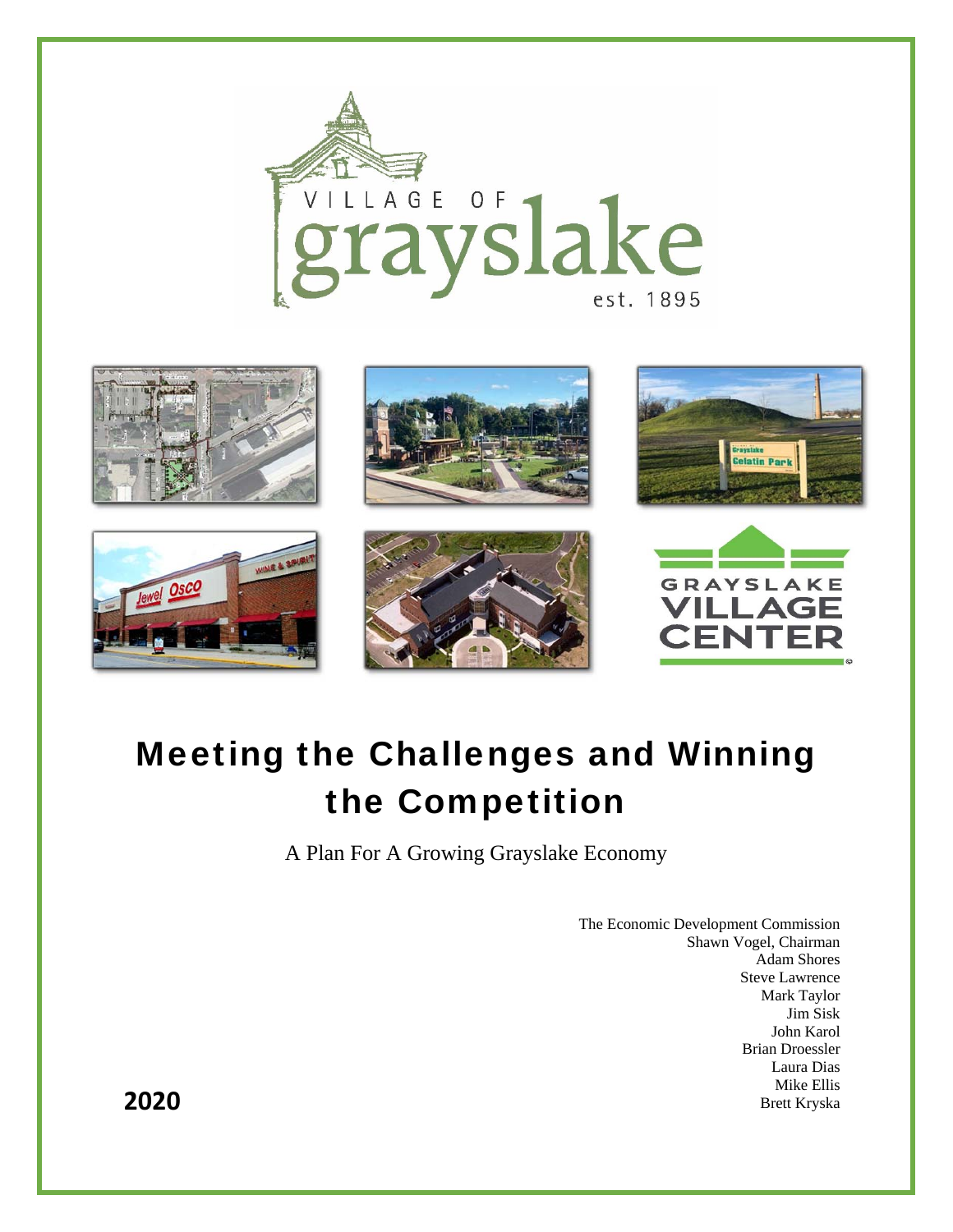VILLAGE OF grayslake est. 1895

# Meeting the Challenges and Winning the Competition

A Plan For A Growing Grayslake Economy

The Economic Development Commission
Shawn Vogel, Chairman
Adam Shores
Steve Lawrence
Mark Taylor
Jim Sisk
John Karol
Brian Droessler
Laura Dias
Mike Ellis
Brett Kryska

**2020**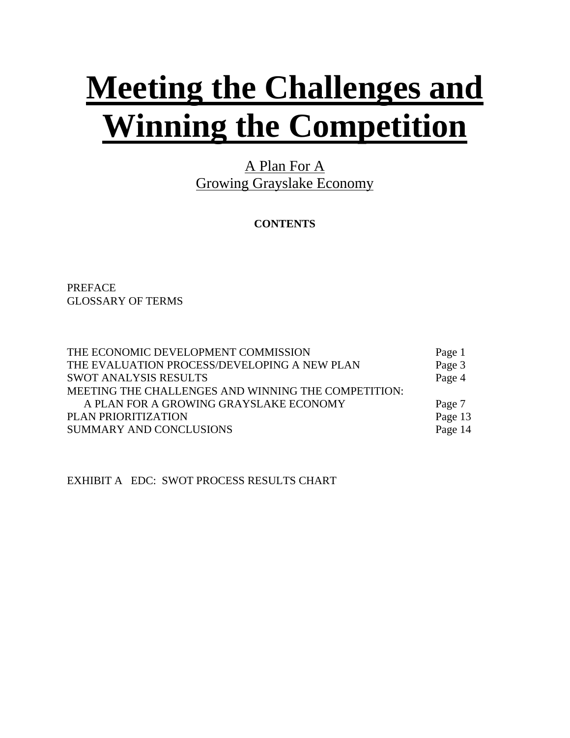# Meeting the Challenges and Winning the Competition

A Plan For A
Growing Grayslake Economy

**CONTENTS**

PREFACE
GLOSSARY OF TERMS

| | |
|---|---|
| THE ECONOMIC DEVELOPMENT COMMISSION | Page 1 |
| THE EVALUATION PROCESS/DEVELOPING A NEW PLAN | Page 3 |
| SWOT ANALYSIS RESULTS | Page 4 |
| MEETING THE CHALLENGES AND WINNING THE COMPETITION: A PLAN FOR A GROWING GRAYSLAKE ECONOMY | Page 7 |
| PLAN PRIORITIZATION | Page 13 |
| SUMMARY AND CONCLUSIONS | Page 14 |

EXHIBIT A EDC: SWOT PROCESS RESULTS CHART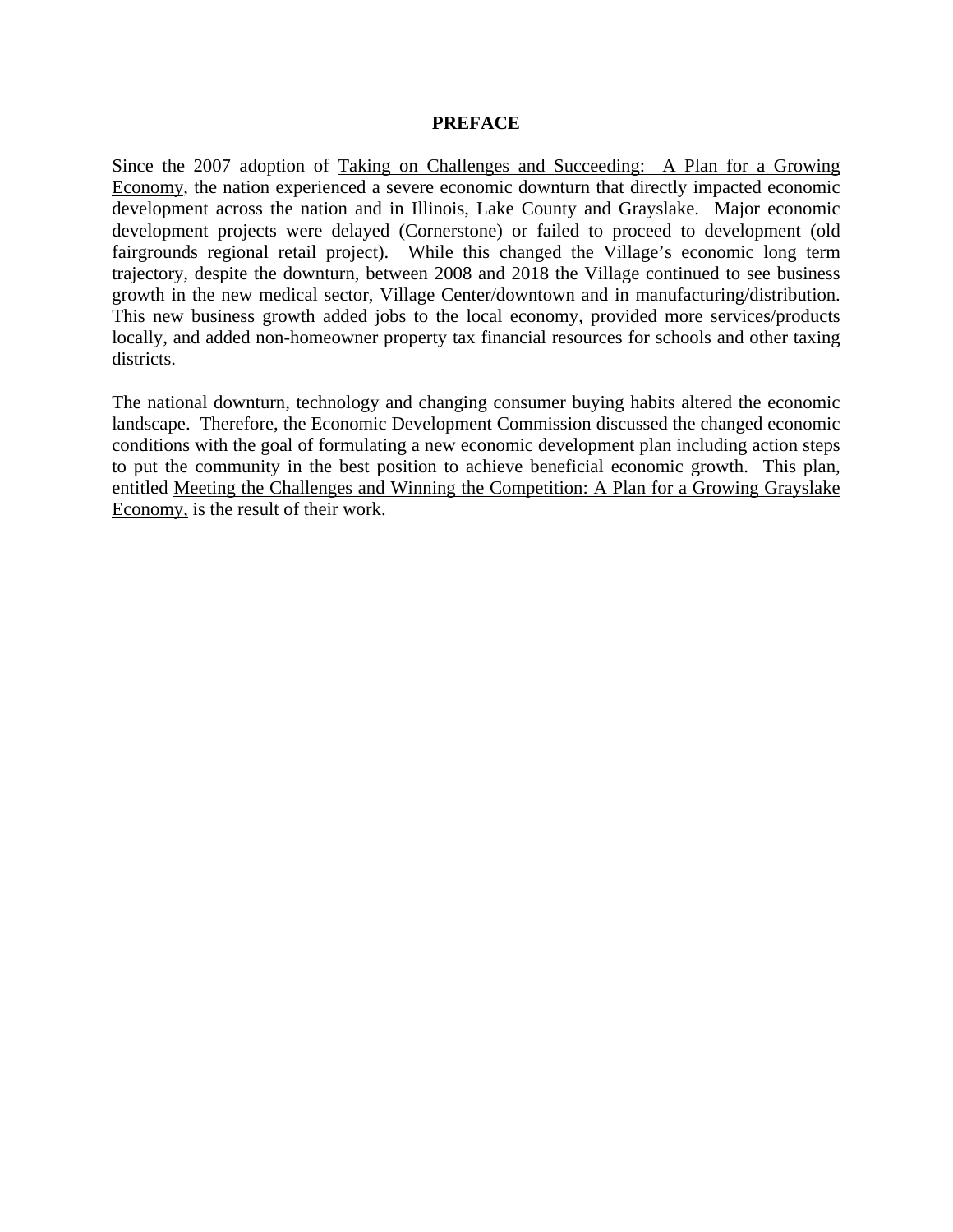# PREFACE

Since the 2007 adoption of Taking on Challenges and Succeeding: A Plan for a Growing Economy, the nation experienced a severe economic downturn that directly impacted economic development across the nation and in Illinois, Lake County and Grayslake. Major economic development projects were delayed (Cornerstone) or failed to proceed to development (old fairgrounds regional retail project). While this changed the Village's economic long term trajectory, despite the downturn, between 2008 and 2018 the Village continued to see business growth in the new medical sector, Village Center/downtown and in manufacturing/distribution. This new business growth added jobs to the local economy, provided more services/products locally, and added non-homeowner property tax financial resources for schools and other taxing districts.

The national downturn, technology and changing consumer buying habits altered the economic landscape. Therefore, the Economic Development Commission discussed the changed economic conditions with the goal of formulating a new economic development plan including action steps to put the community in the best position to achieve beneficial economic growth. This plan, entitled Meeting the Challenges and Winning the Competition: A Plan for a Growing Grayslake Economy, is the result of their work.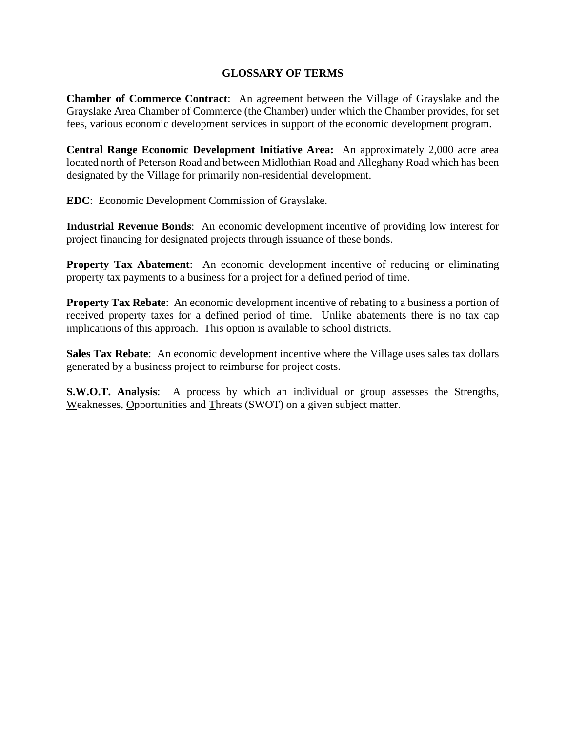# GLOSSARY OF TERMS

**Chamber of Commerce Contract**: An agreement between the Village of Grayslake and the Grayslake Area Chamber of Commerce (the Chamber) under which the Chamber provides, for set fees, various economic development services in support of the economic development program.

**Central Range Economic Development Initiative Area:** An approximately 2,000 acre area located north of Peterson Road and between Midlothian Road and Alleghany Road which has been designated by the Village for primarily non-residential development.

**EDC**: Economic Development Commission of Grayslake.

**Industrial Revenue Bonds**: An economic development incentive of providing low interest for project financing for designated projects through issuance of these bonds.

**Property Tax Abatement**: An economic development incentive of reducing or eliminating property tax payments to a business for a project for a defined period of time.

**Property Tax Rebate**: An economic development incentive of rebating to a business a portion of received property taxes for a defined period of time. Unlike abatements there is no tax cap implications of this approach. This option is available to school districts.

**Sales Tax Rebate**: An economic development incentive where the Village uses sales tax dollars generated by a business project to reimburse for project costs.

**S.W.O.T. Analysis**: A process by which an individual or group assesses the Strengths, Weaknesses, Opportunities and Threats (SWOT) on a given subject matter.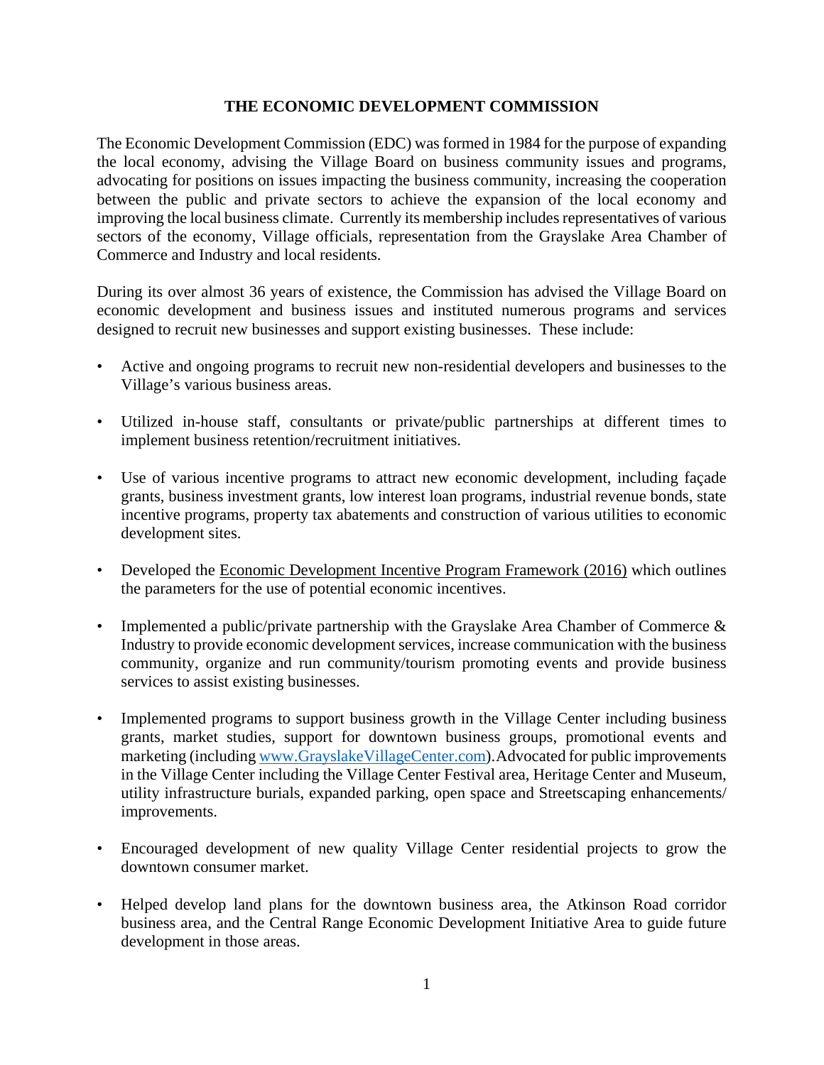# THE ECONOMIC DEVELOPMENT COMMISSION

The Economic Development Commission (EDC) was formed in 1984 for the purpose of expanding the local economy, advising the Village Board on business community issues and programs, advocating for positions on issues impacting the business community, increasing the cooperation between the public and private sectors to achieve the expansion of the local economy and improving the local business climate. Currently its membership includes representatives of various sectors of the economy, Village officials, representation from the Grayslake Area Chamber of Commerce and Industry and local residents.

During its over almost 36 years of existence, the Commission has advised the Village Board on economic development and business issues and instituted numerous programs and services designed to recruit new businesses and support existing businesses. These include:

- Active and ongoing programs to recruit new non-residential developers and businesses to the Village's various business areas.
- Utilized in-house staff, consultants or private/public partnerships at different times to implement business retention/recruitment initiatives.
- Use of various incentive programs to attract new economic development, including façade grants, business investment grants, low interest loan programs, industrial revenue bonds, state incentive programs, property tax abatements and construction of various utilities to economic development sites.
- Developed the Economic Development Incentive Program Framework (2016) which outlines the parameters for the use of potential economic incentives.
- Implemented a public/private partnership with the Grayslake Area Chamber of Commerce & Industry to provide economic development services, increase communication with the business community, organize and run community/tourism promoting events and provide business services to assist existing businesses.
- Implemented programs to support business growth in the Village Center including business grants, market studies, support for downtown business groups, promotional events and marketing (including www.GrayslakeVillageCenter.com). Advocated for public improvements in the Village Center including the Village Center Festival area, Heritage Center and Museum, utility infrastructure burials, expanded parking, open space and Streetscaping enhancements/ improvements.
- Encouraged development of new quality Village Center residential projects to grow the downtown consumer market.
- Helped develop land plans for the downtown business area, the Atkinson Road corridor business area, and the Central Range Economic Development Initiative Area to guide future development in those areas.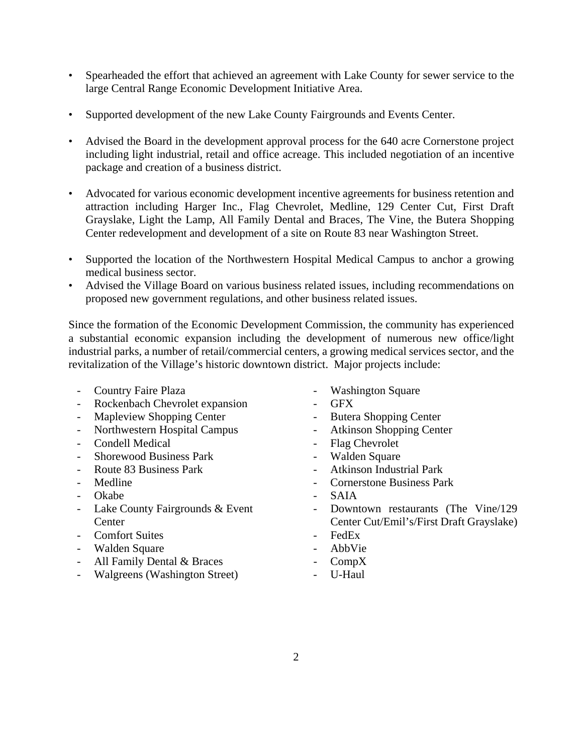- Spearheaded the effort that achieved an agreement with Lake County for sewer service to the large Central Range Economic Development Initiative Area.

- Supported development of the new Lake County Fairgrounds and Events Center.

- Advised the Board in the development approval process for the 640 acre Cornerstone project including light industrial, retail and office acreage. This included negotiation of an incentive package and creation of a business district.

- Advocated for various economic development incentive agreements for business retention and attraction including Harger Inc., Flag Chevrolet, Medline, 129 Center Cut, First Draft Grayslake, Light the Lamp, All Family Dental and Braces, The Vine, the Butera Shopping Center redevelopment and development of a site on Route 83 near Washington Street.

- Supported the location of the Northwestern Hospital Medical Campus to anchor a growing medical business sector.
- Advised the Village Board on various business related issues, including recommendations on proposed new government regulations, and other business related issues.

Since the formation of the Economic Development Commission, the community has experienced a substantial economic expansion including the development of numerous new office/light industrial parks, a number of retail/commercial centers, a growing medical services sector, and the revitalization of the Village's historic downtown district. Major projects include:

- Country Faire Plaza
- Rockenbach Chevrolet expansion
- Mapleview Shopping Center
- Northwestern Hospital Campus
- Condell Medical
- Shorewood Business Park
- Route 83 Business Park
- Medline
- Okabe
- Lake County Fairgrounds & Event Center
- Comfort Suites
- Walden Square
- All Family Dental & Braces
- Walgreens (Washington Street)
- Washington Square
- GFX
- Butera Shopping Center
- Atkinson Shopping Center
- Flag Chevrolet
- Walden Square
- Atkinson Industrial Park
- Cornerstone Business Park
- SAIA
- Downtown restaurants (The Vine/129 Center Cut/Emil's/First Draft Grayslake)
- FedEx
- AbbVie
- CompX
- U-Haul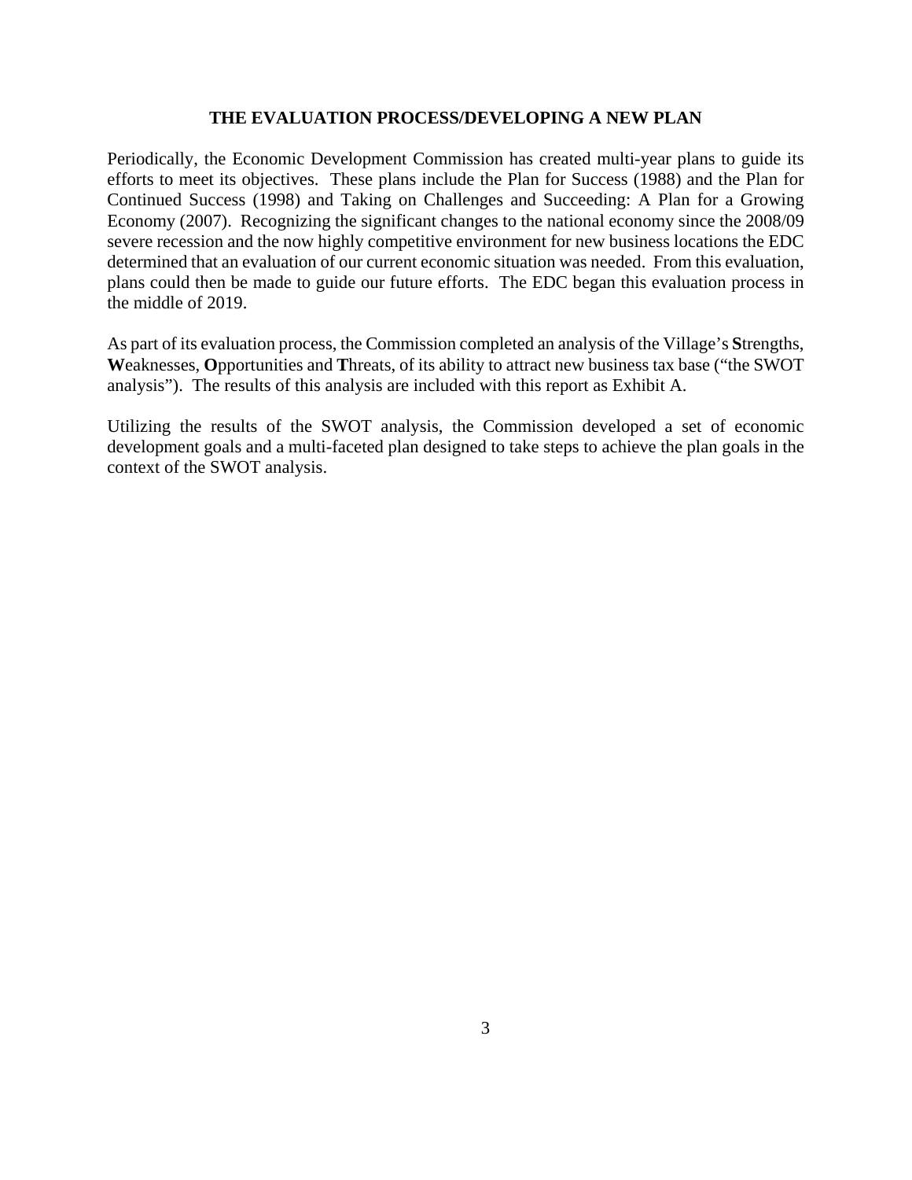## THE EVALUATION PROCESS/DEVELOPING A NEW PLAN

Periodically, the Economic Development Commission has created multi-year plans to guide its efforts to meet its objectives. These plans include the Plan for Success (1988) and the Plan for Continued Success (1998) and Taking on Challenges and Succeeding: A Plan for a Growing Economy (2007). Recognizing the significant changes to the national economy since the 2008/09 severe recession and the now highly competitive environment for new business locations the EDC determined that an evaluation of our current economic situation was needed. From this evaluation, plans could then be made to guide our future efforts. The EDC began this evaluation process in the middle of 2019.

As part of its evaluation process, the Commission completed an analysis of the Village's **S**trengths, **W**eaknesses, **O**pportunities and **T**hreats, of its ability to attract new business tax base ("the SWOT analysis"). The results of this analysis are included with this report as Exhibit A.

Utilizing the results of the SWOT analysis, the Commission developed a set of economic development goals and a multi-faceted plan designed to take steps to achieve the plan goals in the context of the SWOT analysis.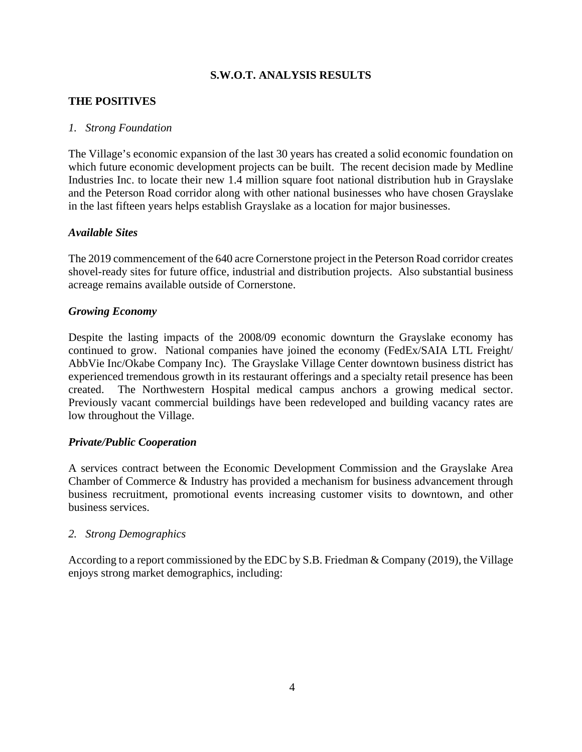## S.W.O.T. ANALYSIS RESULTS

### THE POSITIVES

*1. Strong Foundation*

The Village's economic expansion of the last 30 years has created a solid economic foundation on which future economic development projects can be built. The recent decision made by Medline Industries Inc. to locate their new 1.4 million square foot national distribution hub in Grayslake and the Peterson Road corridor along with other national businesses who have chosen Grayslake in the last fifteen years helps establish Grayslake as a location for major businesses.

***Available Sites***

The 2019 commencement of the 640 acre Cornerstone project in the Peterson Road corridor creates shovel-ready sites for future office, industrial and distribution projects. Also substantial business acreage remains available outside of Cornerstone.

***Growing Economy***

Despite the lasting impacts of the 2008/09 economic downturn the Grayslake economy has continued to grow. National companies have joined the economy (FedEx/SAIA LTL Freight/ AbbVie Inc/Okabe Company Inc). The Grayslake Village Center downtown business district has experienced tremendous growth in its restaurant offerings and a specialty retail presence has been created. The Northwestern Hospital medical campus anchors a growing medical sector. Previously vacant commercial buildings have been redeveloped and building vacancy rates are low throughout the Village.

***Private/Public Cooperation***

A services contract between the Economic Development Commission and the Grayslake Area Chamber of Commerce & Industry has provided a mechanism for business advancement through business recruitment, promotional events increasing customer visits to downtown, and other business services.

*2. Strong Demographics*

According to a report commissioned by the EDC by S.B. Friedman & Company (2019), the Village enjoys strong market demographics, including: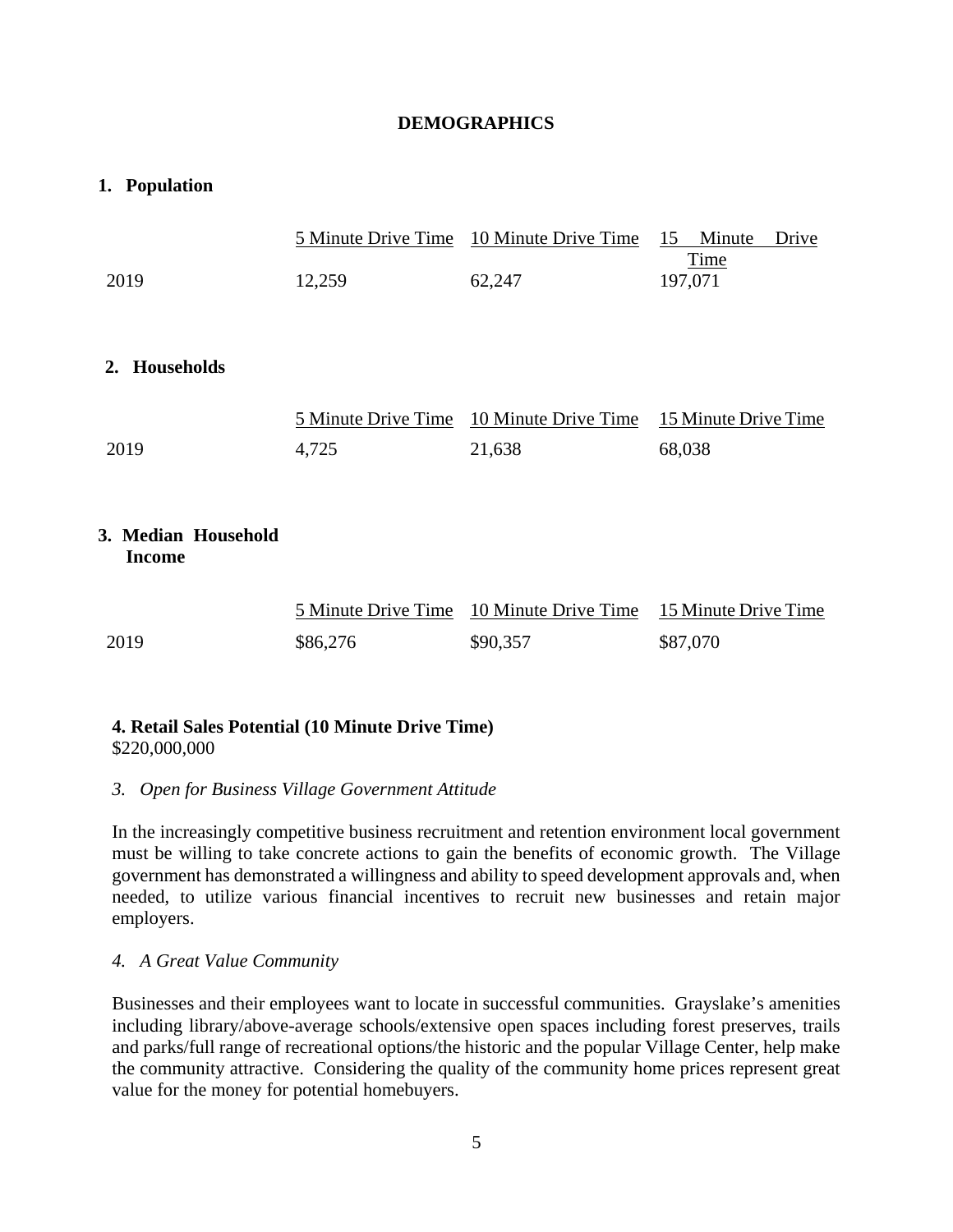## DEMOGRAPHICS

### 1. Population

| | 5 Minute Drive Time | 10 Minute Drive Time | 15 Minute Drive Time |
|---|---|---|---|
| 2019 | 12,259 | 62,247 | 197,071 |

### 2. Households

| | 5 Minute Drive Time | 10 Minute Drive Time | 15 Minute Drive Time |
|---|---|---|---|
| 2019 | 4,725 | 21,638 | 68,038 |

### 3. Median Household Income

| | 5 Minute Drive Time | 10 Minute Drive Time | 15 Minute Drive Time |
|---|---|---|---|
| 2019 | $86,276 | $90,357 | $87,070 |

**4. Retail Sales Potential (10 Minute Drive Time)**
$220,000,000

*3. Open for Business Village Government Attitude*

In the increasingly competitive business recruitment and retention environment local government must be willing to take concrete actions to gain the benefits of economic growth. The Village government has demonstrated a willingness and ability to speed development approvals and, when needed, to utilize various financial incentives to recruit new businesses and retain major employers.

*4. A Great Value Community*

Businesses and their employees want to locate in successful communities. Grayslake's amenities including library/above-average schools/extensive open spaces including forest preserves, trails and parks/full range of recreational options/the historic and the popular Village Center, help make the community attractive. Considering the quality of the community home prices represent great value for the money for potential homebuyers.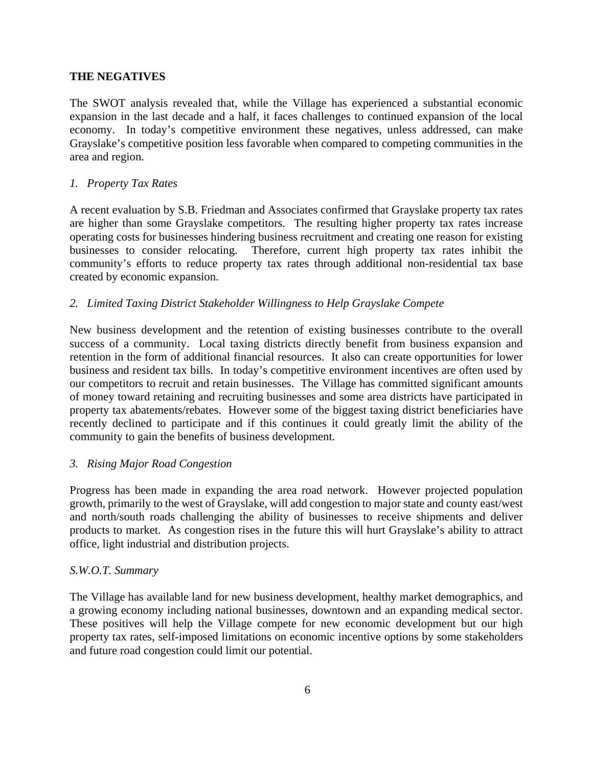## THE NEGATIVES

The SWOT analysis revealed that, while the Village has experienced a substantial economic expansion in the last decade and a half, it faces challenges to continued expansion of the local economy. In today's competitive environment these negatives, unless addressed, can make Grayslake's competitive position less favorable when compared to competing communities in the area and region.

### *1. Property Tax Rates*

A recent evaluation by S.B. Friedman and Associates confirmed that Grayslake property tax rates are higher than some Grayslake competitors. The resulting higher property tax rates increase operating costs for businesses hindering business recruitment and creating one reason for existing businesses to consider relocating. Therefore, current high property tax rates inhibit the community's efforts to reduce property tax rates through additional non-residential tax base created by economic expansion.

### *2. Limited Taxing District Stakeholder Willingness to Help Grayslake Compete*

New business development and the retention of existing businesses contribute to the overall success of a community. Local taxing districts directly benefit from business expansion and retention in the form of additional financial resources. It also can create opportunities for lower business and resident tax bills. In today's competitive environment incentives are often used by our competitors to recruit and retain businesses. The Village has committed significant amounts of money toward retaining and recruiting businesses and some area districts have participated in property tax abatements/rebates. However some of the biggest taxing district beneficiaries have recently declined to participate and if this continues it could greatly limit the ability of the community to gain the benefits of business development.

### *3. Rising Major Road Congestion*

Progress has been made in expanding the area road network. However projected population growth, primarily to the west of Grayslake, will add congestion to major state and county east/west and north/south roads challenging the ability of businesses to receive shipments and deliver products to market. As congestion rises in the future this will hurt Grayslake's ability to attract office, light industrial and distribution projects.

### *S.W.O.T. Summary*

The Village has available land for new business development, healthy market demographics, and a growing economy including national businesses, downtown and an expanding medical sector. These positives will help the Village compete for new economic development but our high property tax rates, self-imposed limitations on economic incentive options by some stakeholders and future road congestion could limit our potential.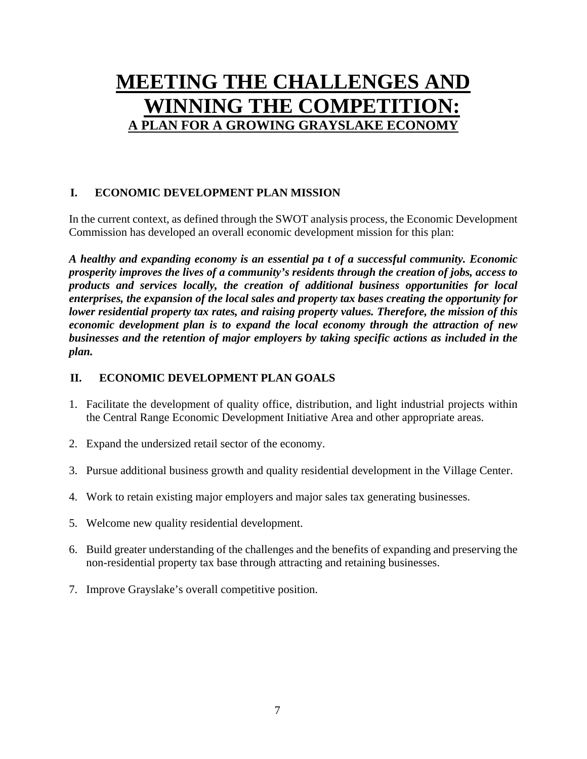# MEETING THE CHALLENGES AND WINNING THE COMPETITION:

## A PLAN FOR A GROWING GRAYSLAKE ECONOMY

### I. ECONOMIC DEVELOPMENT PLAN MISSION

In the current context, as defined through the SWOT analysis process, the Economic Development Commission has developed an overall economic development mission for this plan:

***A healthy and expanding economy is an essential pa t of a successful community. Economic prosperity improves the lives of a community's residents through the creation of jobs, access to products and services locally, the creation of additional business opportunities for local enterprises, the expansion of the local sales and property tax bases creating the opportunity for lower residential property tax rates, and raising property values. Therefore, the mission of this economic development plan is to expand the local economy through the attraction of new businesses and the retention of major employers by taking specific actions as included in the plan.***

### II. ECONOMIC DEVELOPMENT PLAN GOALS

1. Facilitate the development of quality office, distribution, and light industrial projects within the Central Range Economic Development Initiative Area and other appropriate areas.

2. Expand the undersized retail sector of the economy.

3. Pursue additional business growth and quality residential development in the Village Center.

4. Work to retain existing major employers and major sales tax generating businesses.

5. Welcome new quality residential development.

6. Build greater understanding of the challenges and the benefits of expanding and preserving the non-residential property tax base through attracting and retaining businesses.

7. Improve Grayslake's overall competitive position.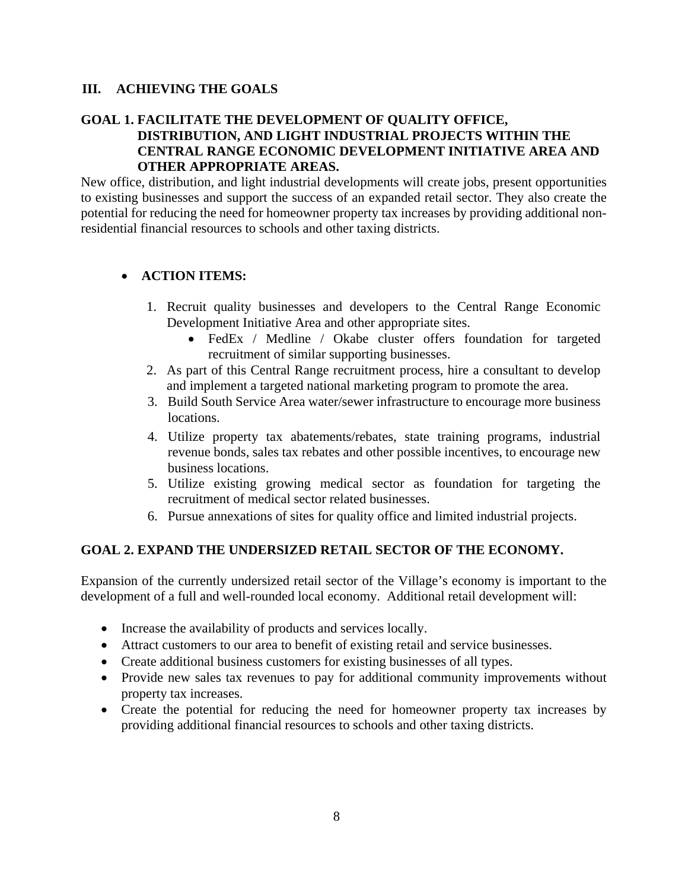## III. ACHIEVING THE GOALS

### GOAL 1. FACILITATE THE DEVELOPMENT OF QUALITY OFFICE, DISTRIBUTION, AND LIGHT INDUSTRIAL PROJECTS WITHIN THE CENTRAL RANGE ECONOMIC DEVELOPMENT INITIATIVE AREA AND OTHER APPROPRIATE AREAS.

New office, distribution, and light industrial developments will create jobs, present opportunities to existing businesses and support the success of an expanded retail sector. They also create the potential for reducing the need for homeowner property tax increases by providing additional non-residential financial resources to schools and other taxing districts.

- **ACTION ITEMS:**

  1. Recruit quality businesses and developers to the Central Range Economic Development Initiative Area and other appropriate sites.
     - FedEx / Medline / Okabe cluster offers foundation for targeted recruitment of similar supporting businesses.
  2. As part of this Central Range recruitment process, hire a consultant to develop and implement a targeted national marketing program to promote the area.
  3. Build South Service Area water/sewer infrastructure to encourage more business locations.
  4. Utilize property tax abatements/rebates, state training programs, industrial revenue bonds, sales tax rebates and other possible incentives, to encourage new business locations.
  5. Utilize existing growing medical sector as foundation for targeting the recruitment of medical sector related businesses.
  6. Pursue annexations of sites for quality office and limited industrial projects.

### GOAL 2. EXPAND THE UNDERSIZED RETAIL SECTOR OF THE ECONOMY.

Expansion of the currently undersized retail sector of the Village's economy is important to the development of a full and well-rounded local economy. Additional retail development will:

- Increase the availability of products and services locally.
- Attract customers to our area to benefit of existing retail and service businesses.
- Create additional business customers for existing businesses of all types.
- Provide new sales tax revenues to pay for additional community improvements without property tax increases.
- Create the potential for reducing the need for homeowner property tax increases by providing additional financial resources to schools and other taxing districts.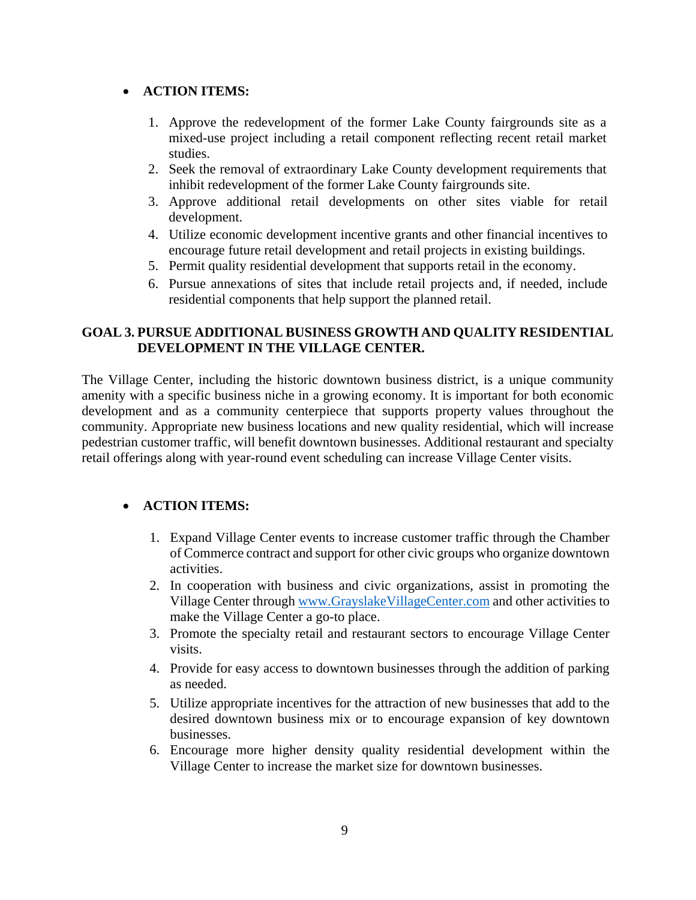- **ACTION ITEMS:**

  1. Approve the redevelopment of the former Lake County fairgrounds site as a mixed-use project including a retail component reflecting recent retail market studies.
  2. Seek the removal of extraordinary Lake County development requirements that inhibit redevelopment of the former Lake County fairgrounds site.
  3. Approve additional retail developments on other sites viable for retail development.
  4. Utilize economic development incentive grants and other financial incentives to encourage future retail development and retail projects in existing buildings.
  5. Permit quality residential development that supports retail in the economy.
  6. Pursue annexations of sites that include retail projects and, if needed, include residential components that help support the planned retail.

## GOAL 3. PURSUE ADDITIONAL BUSINESS GROWTH AND QUALITY RESIDENTIAL DEVELOPMENT IN THE VILLAGE CENTER.

The Village Center, including the historic downtown business district, is a unique community amenity with a specific business niche in a growing economy. It is important for both economic development and as a community centerpiece that supports property values throughout the community. Appropriate new business locations and new quality residential, which will increase pedestrian customer traffic, will benefit downtown businesses. Additional restaurant and specialty retail offerings along with year-round event scheduling can increase Village Center visits.

- **ACTION ITEMS:**

  1. Expand Village Center events to increase customer traffic through the Chamber of Commerce contract and support for other civic groups who organize downtown activities.
  2. In cooperation with business and civic organizations, assist in promoting the Village Center through [www.GrayslakeVillageCenter.com](http://www.GrayslakeVillageCenter.com) and other activities to make the Village Center a go-to place.
  3. Promote the specialty retail and restaurant sectors to encourage Village Center visits.
  4. Provide for easy access to downtown businesses through the addition of parking as needed.
  5. Utilize appropriate incentives for the attraction of new businesses that add to the desired downtown business mix or to encourage expansion of key downtown businesses.
  6. Encourage more higher density quality residential development within the Village Center to increase the market size for downtown businesses.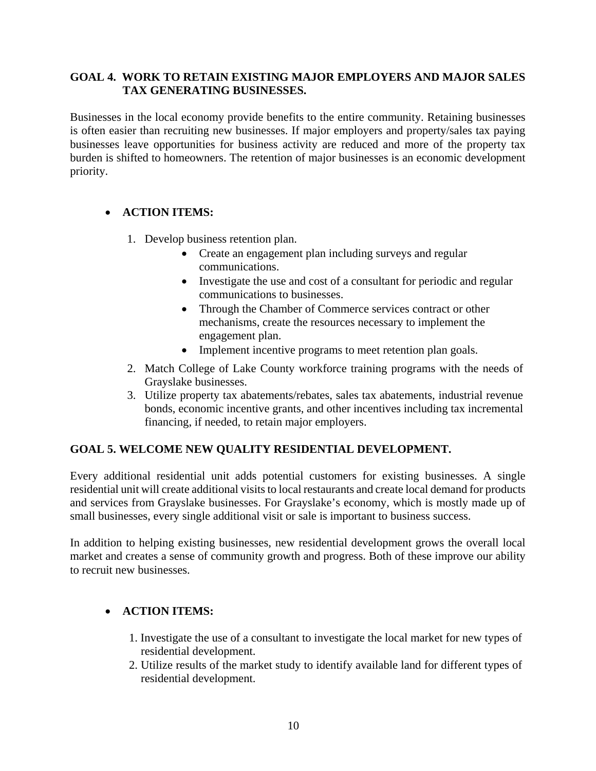## GOAL 4. WORK TO RETAIN EXISTING MAJOR EMPLOYERS AND MAJOR SALES TAX GENERATING BUSINESSES.

Businesses in the local economy provide benefits to the entire community. Retaining businesses is often easier than recruiting new businesses. If major employers and property/sales tax paying businesses leave opportunities for business activity are reduced and more of the property tax burden is shifted to homeowners. The retention of major businesses is an economic development priority.

- **ACTION ITEMS:**

  1. Develop business retention plan.
     - Create an engagement plan including surveys and regular communications.
     - Investigate the use and cost of a consultant for periodic and regular communications to businesses.
     - Through the Chamber of Commerce services contract or other mechanisms, create the resources necessary to implement the engagement plan.
     - Implement incentive programs to meet retention plan goals.
  2. Match College of Lake County workforce training programs with the needs of Grayslake businesses.
  3. Utilize property tax abatements/rebates, sales tax abatements, industrial revenue bonds, economic incentive grants, and other incentives including tax incremental financing, if needed, to retain major employers.

## GOAL 5. WELCOME NEW QUALITY RESIDENTIAL DEVELOPMENT.

Every additional residential unit adds potential customers for existing businesses. A single residential unit will create additional visits to local restaurants and create local demand for products and services from Grayslake businesses. For Grayslake's economy, which is mostly made up of small businesses, every single additional visit or sale is important to business success.

In addition to helping existing businesses, new residential development grows the overall local market and creates a sense of community growth and progress. Both of these improve our ability to recruit new businesses.

- **ACTION ITEMS:**

  1. Investigate the use of a consultant to investigate the local market for new types of residential development.
  2. Utilize results of the market study to identify available land for different types of residential development.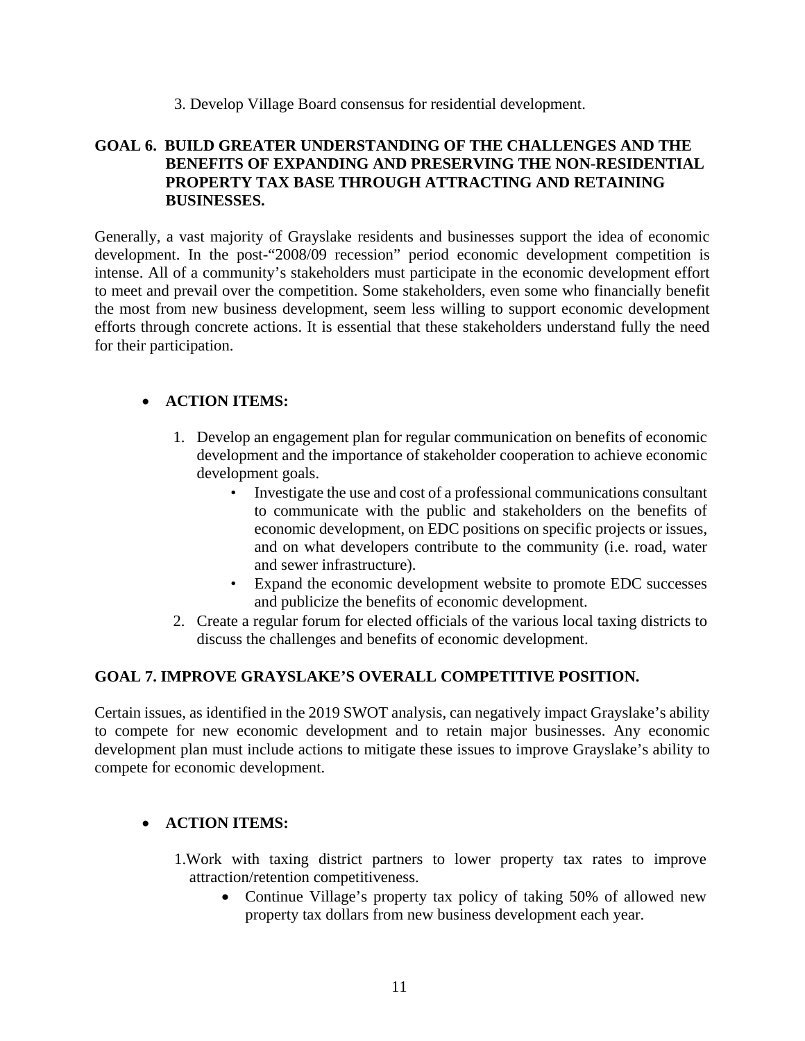3. Develop Village Board consensus for residential development.

## GOAL 6. BUILD GREATER UNDERSTANDING OF THE CHALLENGES AND THE BENEFITS OF EXPANDING AND PRESERVING THE NON-RESIDENTIAL PROPERTY TAX BASE THROUGH ATTRACTING AND RETAINING BUSINESSES.

Generally, a vast majority of Grayslake residents and businesses support the idea of economic development. In the post-"2008/09 recession" period economic development competition is intense. All of a community's stakeholders must participate in the economic development effort to meet and prevail over the competition. Some stakeholders, even some who financially benefit the most from new business development, seem less willing to support economic development efforts through concrete actions. It is essential that these stakeholders understand fully the need for their participation.

- **ACTION ITEMS:**

  1. Develop an engagement plan for regular communication on benefits of economic development and the importance of stakeholder cooperation to achieve economic development goals.
     - Investigate the use and cost of a professional communications consultant to communicate with the public and stakeholders on the benefits of economic development, on EDC positions on specific projects or issues, and on what developers contribute to the community (i.e. road, water and sewer infrastructure).
     - Expand the economic development website to promote EDC successes and publicize the benefits of economic development.
  2. Create a regular forum for elected officials of the various local taxing districts to discuss the challenges and benefits of economic development.

## GOAL 7. IMPROVE GRAYSLAKE'S OVERALL COMPETITIVE POSITION.

Certain issues, as identified in the 2019 SWOT analysis, can negatively impact Grayslake's ability to compete for new economic development and to retain major businesses. Any economic development plan must include actions to mitigate these issues to improve Grayslake's ability to compete for economic development.

- **ACTION ITEMS:**

  1. Work with taxing district partners to lower property tax rates to improve attraction/retention competitiveness.
     - Continue Village's property tax policy of taking 50% of allowed new property tax dollars from new business development each year.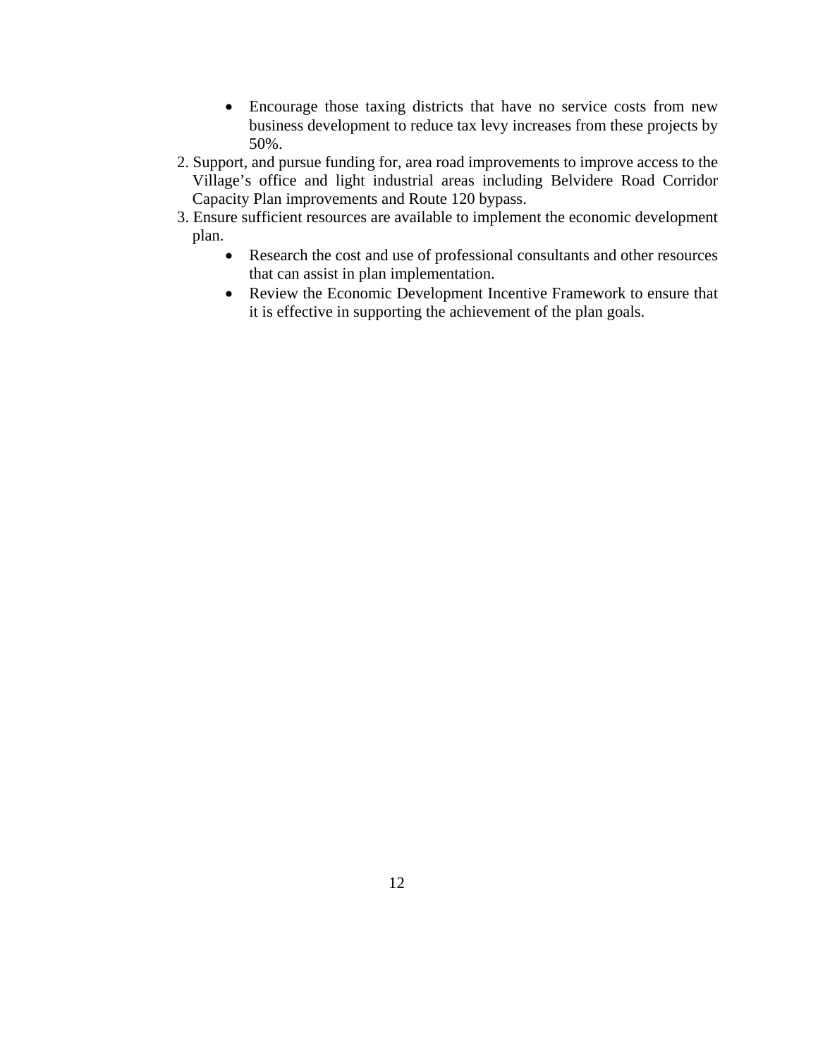- Encourage those taxing districts that have no service costs from new business development to reduce tax levy increases from these projects by 50%.

2. Support, and pursue funding for, area road improvements to improve access to the Village's office and light industrial areas including Belvidere Road Corridor Capacity Plan improvements and Route 120 bypass.
3. Ensure sufficient resources are available to implement the economic development plan.
    - Research the cost and use of professional consultants and other resources that can assist in plan implementation.
    - Review the Economic Development Incentive Framework to ensure that it is effective in supporting the achievement of the plan goals.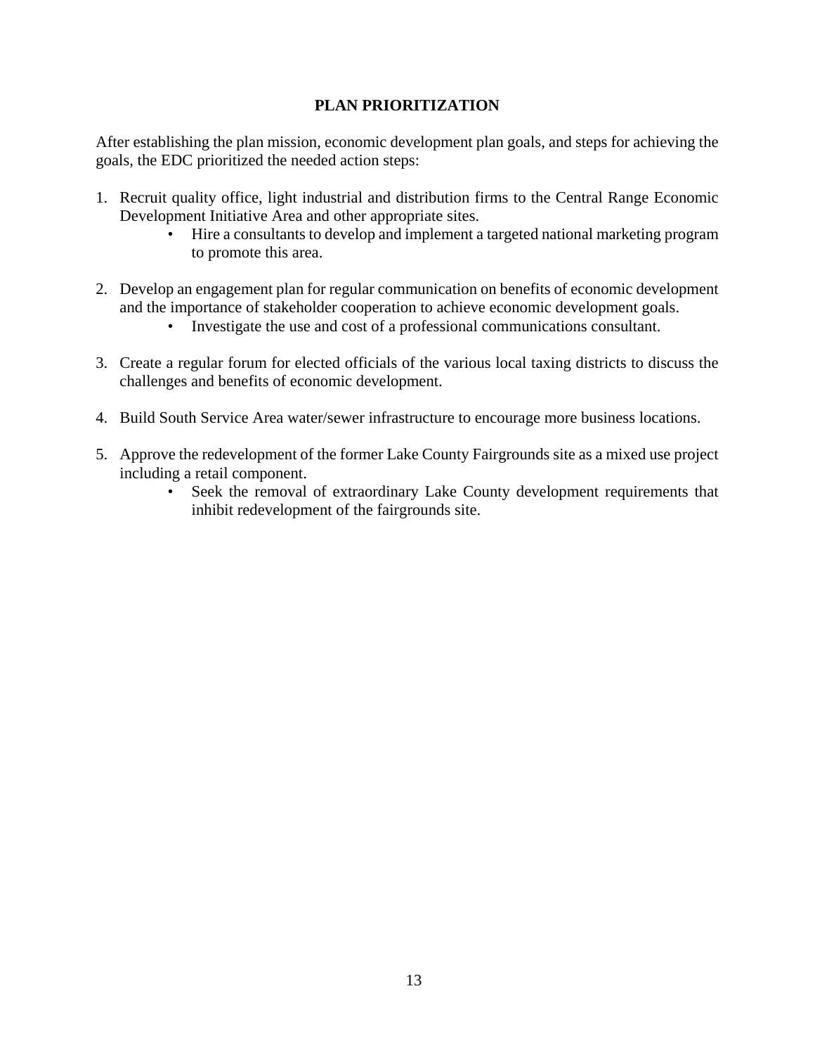## PLAN PRIORITIZATION

After establishing the plan mission, economic development plan goals, and steps for achieving the goals, the EDC prioritized the needed action steps:

1. Recruit quality office, light industrial and distribution firms to the Central Range Economic Development Initiative Area and other appropriate sites.
   - Hire a consultants to develop and implement a targeted national marketing program to promote this area.

2. Develop an engagement plan for regular communication on benefits of economic development and the importance of stakeholder cooperation to achieve economic development goals.
   - Investigate the use and cost of a professional communications consultant.

3. Create a regular forum for elected officials of the various local taxing districts to discuss the challenges and benefits of economic development.

4. Build South Service Area water/sewer infrastructure to encourage more business locations.

5. Approve the redevelopment of the former Lake County Fairgrounds site as a mixed use project including a retail component.
   - Seek the removal of extraordinary Lake County development requirements that inhibit redevelopment of the fairgrounds site.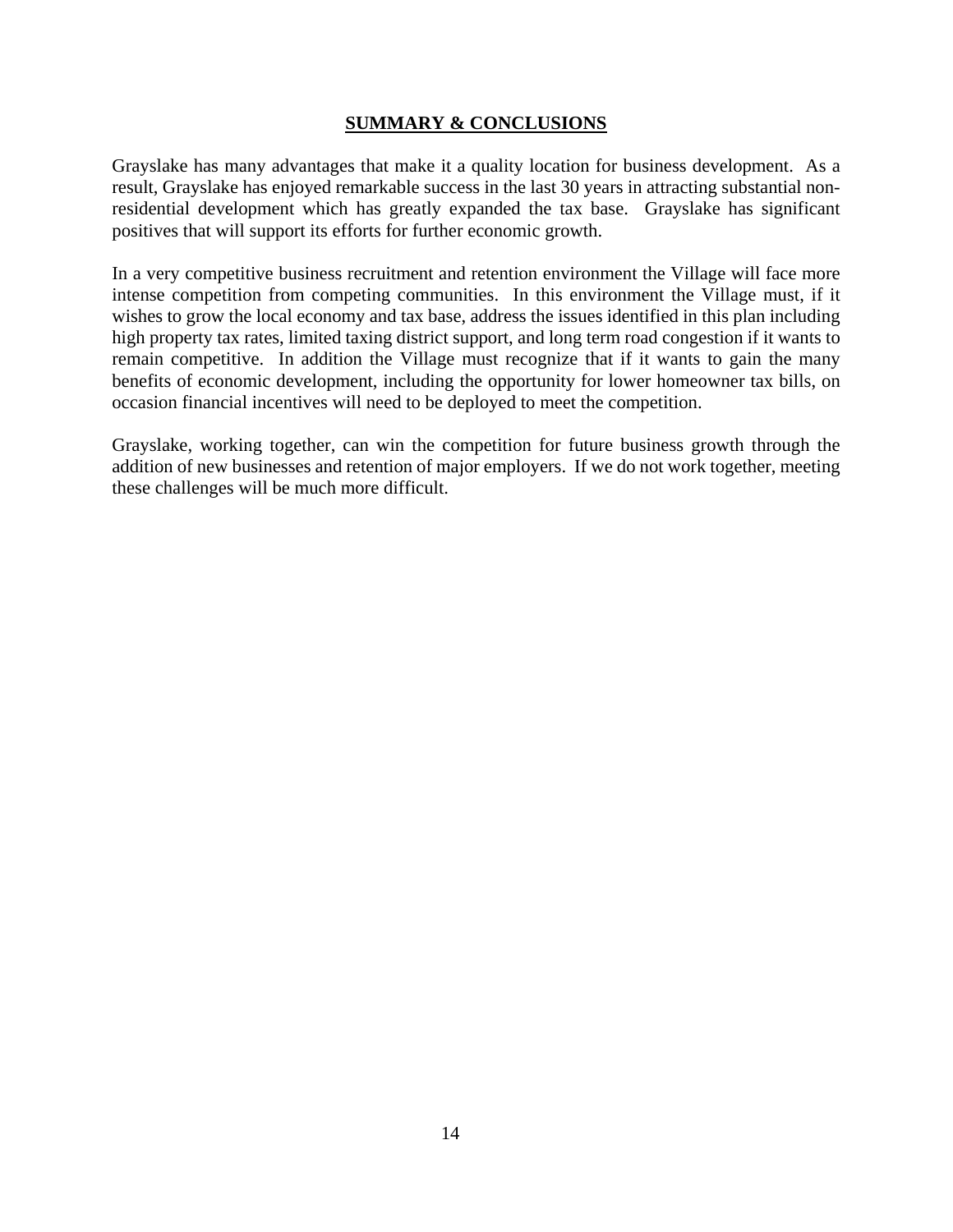## SUMMARY & CONCLUSIONS

Grayslake has many advantages that make it a quality location for business development. As a result, Grayslake has enjoyed remarkable success in the last 30 years in attracting substantial non-residential development which has greatly expanded the tax base. Grayslake has significant positives that will support its efforts for further economic growth.

In a very competitive business recruitment and retention environment the Village will face more intense competition from competing communities. In this environment the Village must, if it wishes to grow the local economy and tax base, address the issues identified in this plan including high property tax rates, limited taxing district support, and long term road congestion if it wants to remain competitive. In addition the Village must recognize that if it wants to gain the many benefits of economic development, including the opportunity for lower homeowner tax bills, on occasion financial incentives will need to be deployed to meet the competition.

Grayslake, working together, can win the competition for future business growth through the addition of new businesses and retention of major employers. If we do not work together, meeting these challenges will be much more difficult.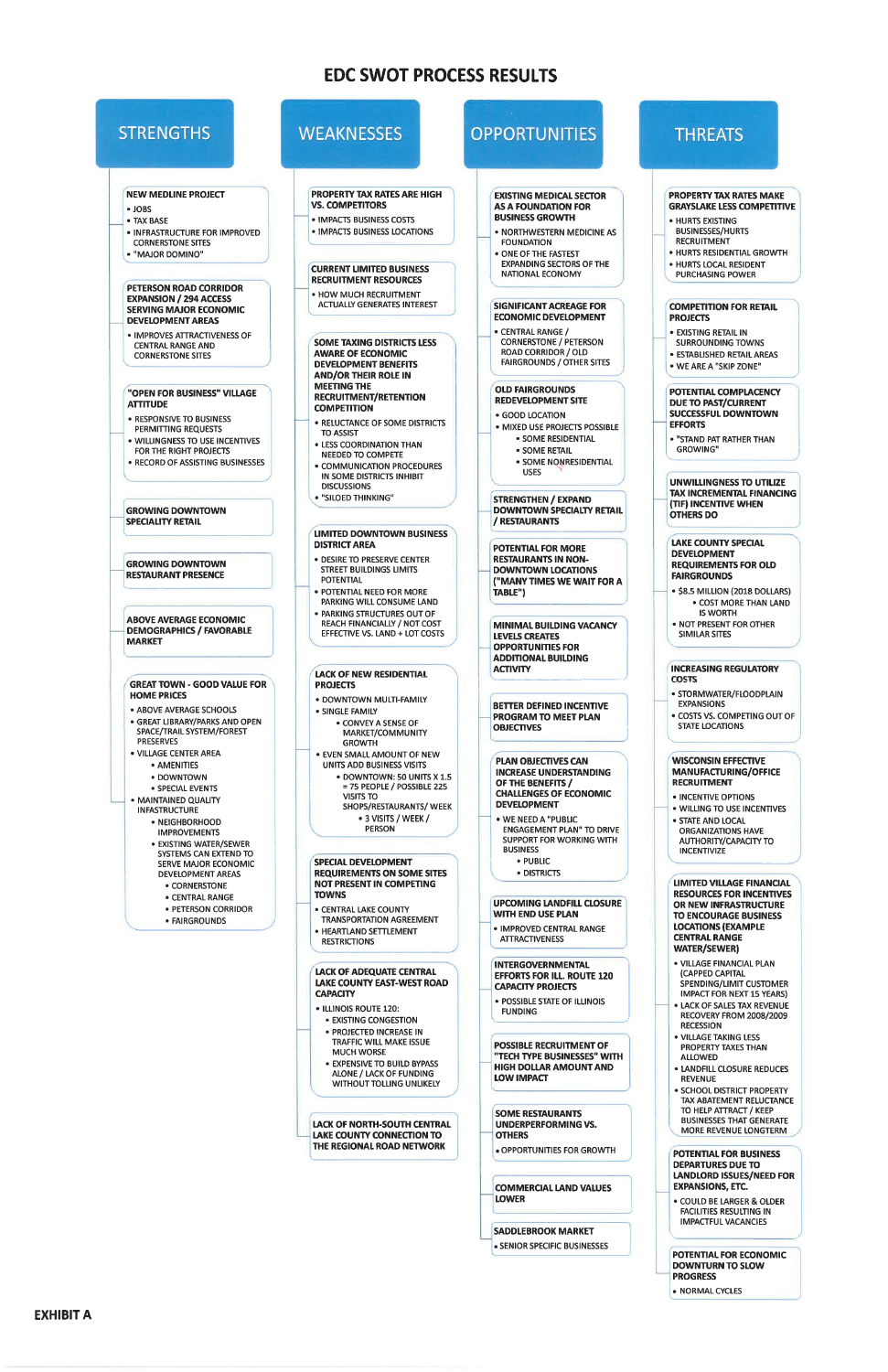# EDC SWOT PROCESS RESULTS

## STRENGTHS

**NEW MEDLINE PROJECT**
- JOBS
- TAX BASE
- INFRASTRUCTURE FOR IMPROVED CORNERSTONE SITES
- "MAJOR DOMINO"

**PETERSON ROAD CORRIDOR EXPANSION / 294 ACCESS SERVING MAJOR ECONOMIC DEVELOPMENT AREAS**
- IMPROVES ATTRACTIVENESS OF CENTRAL RANGE AND CORNERSTONE SITES

**"OPEN FOR BUSINESS" VILLAGE ATTITUDE**
- RESPONSIVE TO BUSINESS PERMITTING REQUESTS
- WILLINGNESS TO USE INCENTIVES FOR THE RIGHT PROJECTS
- RECORD OF ASSISTING BUSINESSES

**GROWING DOWNTOWN SPECIALITY RETAIL**

**GROWING DOWNTOWN RESTAURANT PRESENCE**

**ABOVE AVERAGE ECONOMIC DEMOGRAPHICS / FAVORABLE MARKET**

**GREAT TOWN - GOOD VALUE FOR HOME PRICES**
- ABOVE AVERAGE SCHOOLS
- GREAT LIBRARY/PARKS AND OPEN SPACE/TRAIL SYSTEM/FOREST PRESERVES
- VILLAGE CENTER AREA
  - AMENITIES
  - DOWNTOWN
  - SPECIAL EVENTS
- MAINTAINED QUALITY INFRASTRUCTURE
  - NEIGHBORHOOD IMPROVEMENTS
  - EXISTING WATER/SEWER SYSTEMS CAN EXTEND TO SERVE MAJOR ECONOMIC DEVELOPMENT AREAS
    - CORNERSTONE
    - CENTRAL RANGE
    - PETERSON CORRIDOR
    - FAIRGROUNDS

## WEAKNESSES

**PROPERTY TAX RATES ARE HIGH VS. COMPETITORS**
- IMPACTS BUSINESS COSTS
- IMPACTS BUSINESS LOCATIONS

**CURRENT LIMITED BUSINESS RECRUITMENT RESOURCES**
- HOW MUCH RECRUITMENT ACTUALLY GENERATES INTEREST

**SOME TAXING DISTRICTS LESS AWARE OF ECONOMIC DEVELOPMENT BENEFITS AND/OR THEIR ROLE IN MEETING THE RECRUITMENT/RETENTION COMPETITION**
- RELUCTANCE OF SOME DISTRICTS TO ASSIST
- LESS COORDINATION THAN NEEDED TO COMPETE
- COMMUNICATION PROCEDURES IN SOME DISTRICTS INHIBIT DISCUSSIONS
- "SILOED THINKING"

**LIMITED DOWNTOWN BUSINESS DISTRICT AREA**
- DESIRE TO PRESERVE CENTER STREET BUILDINGS LIMITS POTENTIAL
- POTENTIAL NEED FOR MORE PARKING WILL CONSUME LAND
- PARKING STRUCTURES OUT OF REACH FINANCIALLY / NOT COST EFFECTIVE VS. LAND + LOT COSTS

**LACK OF NEW RESIDENTIAL PROJECTS**
- DOWNTOWN MULTI-FAMILY
- SINGLE FAMILY
  - CONVEY A SENSE OF MARKET/COMMUNITY GROWTH
- EVEN SMALL AMOUNT OF NEW UNITS ADD BUSINESS VISITS
  - DOWNTOWN: 50 UNITS X 1.5 = 75 PEOPLE / POSSIBLE 225 VISITS TO SHOPS/RESTAURANTS/ WEEK
    - 3 VISITS / WEEK / PERSON

**SPECIAL DEVELOPMENT REQUIREMENTS ON SOME SITES NOT PRESENT IN COMPETING TOWNS**
- CENTRAL LAKE COUNTY TRANSPORTATION AGREEMENT
- HEARTLAND SETTLEMENT RESTRICTIONS

**LACK OF ADEQUATE CENTRAL LAKE COUNTY EAST-WEST ROAD CAPACITY**
- ILLINOIS ROUTE 120:
  - EXISTING CONGESTION
  - PROJECTED INCREASE IN TRAFFIC WILL MAKE ISSUE MUCH WORSE
  - EXPENSIVE TO BUILD BYPASS ALONE / LACK OF FUNDING WITHOUT TOLLING UNLIKELY

**LACK OF NORTH-SOUTH CENTRAL LAKE COUNTY CONNECTION TO THE REGIONAL ROAD NETWORK**

## OPPORTUNITIES

**EXISTING MEDICAL SECTOR AS A FOUNDATION FOR BUSINESS GROWTH**
- NORTHWESTERN MEDICINE AS FOUNDATION
- ONE OF THE FASTEST EXPANDING SECTORS OF THE NATIONAL ECONOMY

**SIGNIFICANT ACREAGE FOR ECONOMIC DEVELOPMENT**
- CENTRAL RANGE / CORNERSTONE / PETERSON ROAD CORRIDOR / OLD FAIRGROUNDS / OTHER SITES

**OLD FAIRGROUNDS REDEVELOPMENT SITE**
- GOOD LOCATION
- MIXED USE PROJECTS POSSIBLE
  - SOME RESIDENTIAL
  - SOME RETAIL
  - SOME NONRESIDENTIAL USES

**STRENGTHEN / EXPAND DOWNTOWN SPECIALTY RETAIL / RESTAURANTS**

**POTENTIAL FOR MORE RESTAURANTS IN NON-DOWNTOWN LOCATIONS ("MANY TIMES WE WAIT FOR A TABLE")**

**MINIMAL BUILDING VACANCY LEVELS CREATES OPPORTUNITIES FOR ADDITIONAL BUILDING ACTIVITY**

**BETTER DEFINED INCENTIVE PROGRAM TO MEET PLAN OBJECTIVES**

**PLAN OBJECTIVES CAN INCREASE UNDERSTANDING OF THE BENEFITS / CHALLENGES OF ECONOMIC DEVELOPMENT**
- WE NEED A "PUBLIC ENGAGEMENT PLAN" TO DRIVE SUPPORT FOR WORKING WITH BUSINESS
  - PUBLIC
  - DISTRICTS

**UPCOMING LANDFILL CLOSURE WITH END USE PLAN**
- IMPROVED CENTRAL RANGE ATTRACTIVENESS

**INTERGOVERNMENTAL EFFORTS FOR ILL. ROUTE 120 CAPACITY PROJECTS**
- POSSIBLE STATE OF ILLINOIS FUNDING

**POSSIBLE RECRUITMENT OF "TECH TYPE BUSINESSES" WITH HIGH DOLLAR AMOUNT AND LOW IMPACT**

**SOME RESTAURANTS UNDERPERFORMING VS. OTHERS**
- OPPORTUNITIES FOR GROWTH

**COMMERCIAL LAND VALUES LOWER**

**SADDLEBROOK MARKET**
- SENIOR SPECIFIC BUSINESSES

## THREATS

**PROPERTY TAX RATES MAKE GRAYSLAKE LESS COMPETITIVE**
- HURTS EXISTING BUSINESSES/HURTS RECRUITMENT
- HURTS RESIDENTIAL GROWTH
- HURTS LOCAL RESIDENT PURCHASING POWER

**COMPETITION FOR RETAIL PROJECTS**
- EXISTING RETAIL IN SURROUNDING TOWNS
- ESTABLISHED RETAIL AREAS
- WE ARE A "SKIP ZONE"

**POTENTIAL COMPLACENCY DUE TO PAST/CURRENT SUCCESSFUL DOWNTOWN EFFORTS**
- "STAND PAT RATHER THAN GROWING"

**UNWILLINGNESS TO UTILIZE TAX INCREMENTAL FINANCING (TIF) INCENTIVE WHEN OTHERS DO**

**LAKE COUNTY SPECIAL DEVELOPMENT REQUIREMENTS FOR OLD FAIRGROUNDS**
- $8.5 MILLION (2018 DOLLARS)
  - COST MORE THAN LAND IS WORTH
- NOT PRESENT FOR OTHER SIMILAR SITES

**INCREASING REGULATORY COSTS**
- STORMWATER/FLOODPLAIN EXPANSIONS
- COSTS VS. COMPETING OUT OF STATE LOCATIONS

**WISCONSIN EFFECTIVE MANUFACTURING/OFFICE RECRUITMENT**
- INCENTIVE OPTIONS
- WILLING TO USE INCENTIVES
- STATE AND LOCAL ORGANIZATIONS HAVE AUTHORITY/CAPACITY TO INCENTIVIZE

**LIMITED VILLAGE FINANCIAL RESOURCES FOR INCENTIVES OR NEW INFRASTRUCTURE TO ENCOURAGE BUSINESS LOCATIONS (EXAMPLE CENTRAL RANGE WATER/SEWER)**
- VILLAGE FINANCIAL PLAN (CAPPED CAPITAL SPENDING/LIMIT CUSTOMER IMPACT FOR NEXT 15 YEARS)
- LACK OF SALES TAX REVENUE RECOVERY FROM 2008/2009 RECESSION
- VILLAGE TAKING LESS PROPERTY TAXES THAN ALLOWED
- LANDFILL CLOSURE REDUCES REVENUE
- SCHOOL DISTRICT PROPERTY TAX ABATEMENT RELUCTANCE TO HELP ATTRACT / KEEP BUSINESSES THAT GENERATE MORE REVENUE LONGTERM

**POTENTIAL FOR BUSINESS DEPARTURES DUE TO LANDLORD ISSUES/NEED FOR EXPANSIONS, ETC.**
- COULD BE LARGER & OLDER FACILITIES RESULTING IN IMPACTFUL VACANCIES

**POTENTIAL FOR ECONOMIC DOWNTURN TO SLOW PROGRESS**
- NORMAL CYCLES

EXHIBIT A